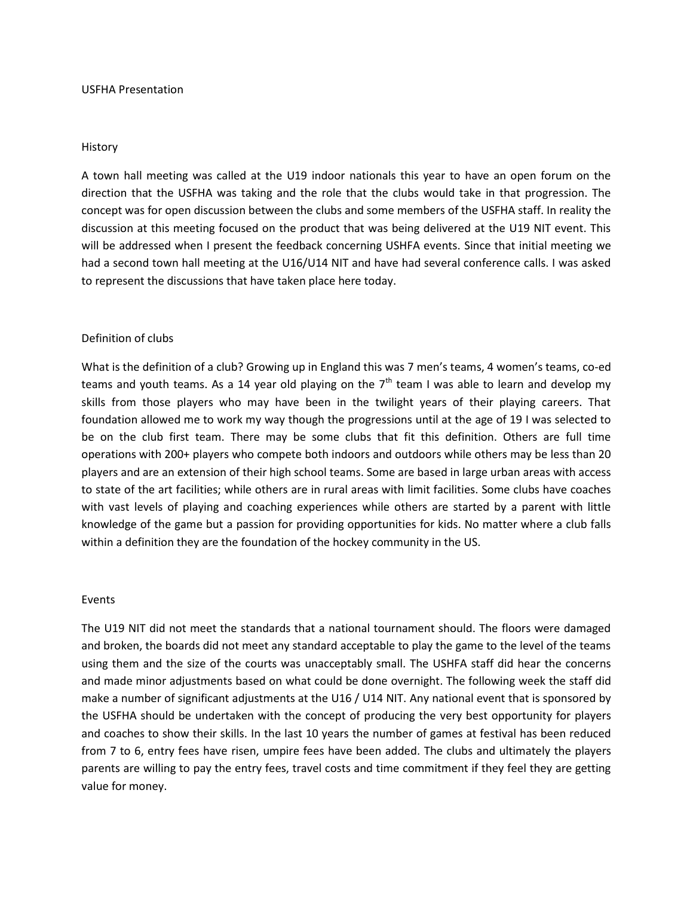# USFHA Presentation

## History

A town hall meeting was called at the U19 indoor nationals this year to have an open forum on the direction that the USFHA was taking and the role that the clubs would take in that progression. The concept was for open discussion between the clubs and some members of the USFHA staff. In reality the discussion at this meeting focused on the product that was being delivered at the U19 NIT event. This will be addressed when I present the feedback concerning USHFA events. Since that initial meeting we had a second town hall meeting at the U16/U14 NIT and have had several conference calls. I was asked to represent the discussions that have taken place here today.

## Definition of clubs

What is the definition of a club? Growing up in England this was 7 men's teams, 4 women's teams, co-ed teams and youth teams. As a 14 year old playing on the 7th team I was able to learn and develop my skills from those players who may have been in the twilight years of their playing careers. That foundation allowed me to work my way though the progressions until at the age of 19 I was selected to be on the club first team. There may be some clubs that fit this definition. Others are full time operations with 200+ players who compete both indoors and outdoors while others may be less than 20 players and are an extension of their high school teams. Some are based in large urban areas with access to state of the art facilities; while others are in rural areas with limit facilities. Some clubs have coaches with vast levels of playing and coaching experiences while others are started by a parent with little knowledge of the game but a passion for providing opportunities for kids. No matter where a club falls within a definition they are the foundation of the hockey community in the US.

## Events

The U19 NIT did not meet the standards that a national tournament should. The floors were damaged and broken, the boards did not meet any standard acceptable to play the game to the level of the teams using them and the size of the courts was unacceptably small. The USHFA staff did hear the concerns and made minor adjustments based on what could be done overnight. The following week the staff did make a number of significant adjustments at the U16 / U14 NIT. Any national event that is sponsored by the USFHA should be undertaken with the concept of producing the very best opportunity for players and coaches to show their skills. In the last 10 years the number of games at festival has been reduced from 7 to 6, entry fees have risen, umpire fees have been added. The clubs and ultimately the players parents are willing to pay the entry fees, travel costs and time commitment if they feel they are getting value for money.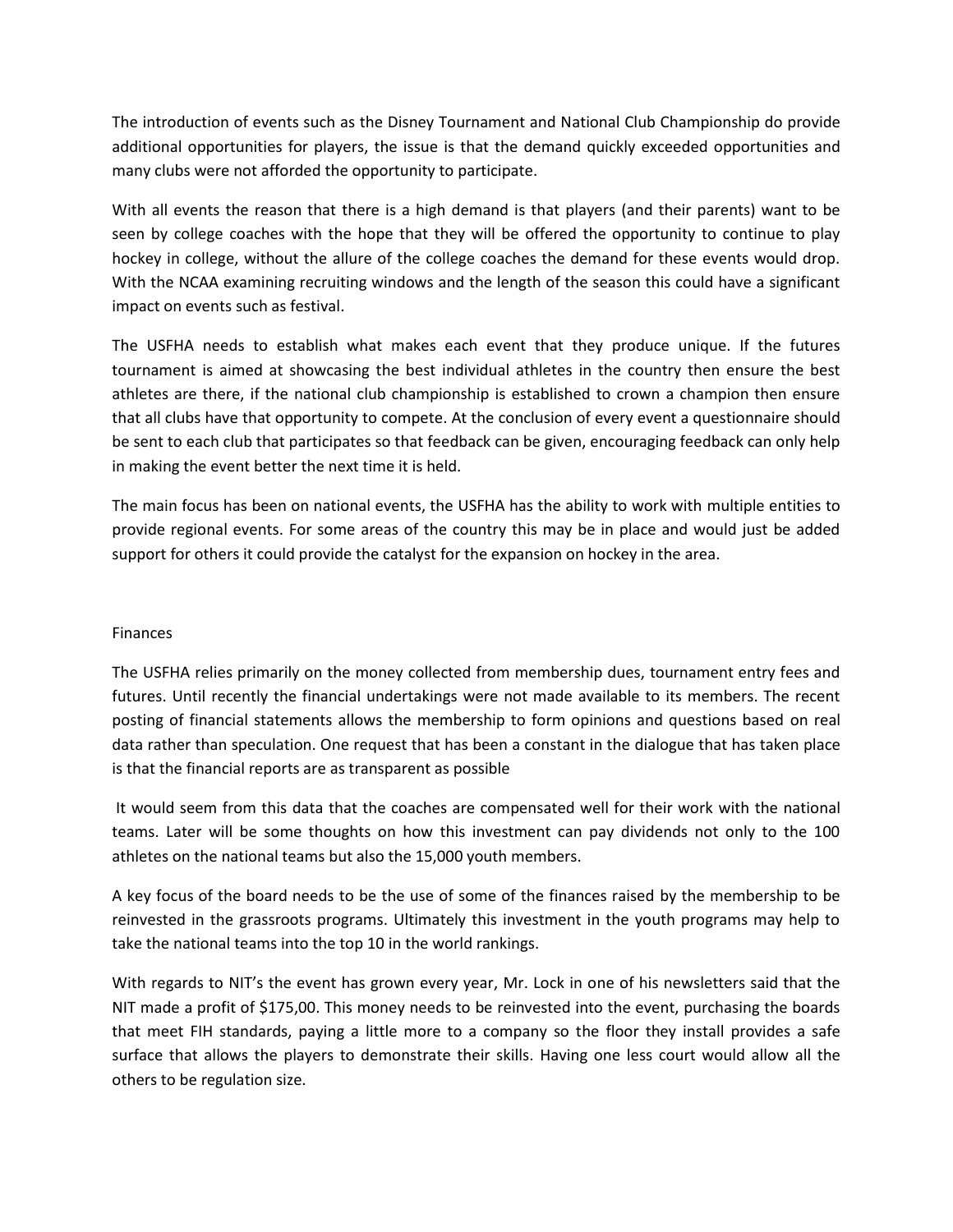The introduction of events such as the Disney Tournament and National Club Championship do provide additional opportunities for players, the issue is that the demand quickly exceeded opportunities and many clubs were not afforded the opportunity to participate.

With all events the reason that there is a high demand is that players (and their parents) want to be seen by college coaches with the hope that they will be offered the opportunity to continue to play hockey in college, without the allure of the college coaches the demand for these events would drop. With the NCAA examining recruiting windows and the length of the season this could have a significant impact on events such as festival.

The USFHA needs to establish what makes each event that they produce unique. If the futures tournament is aimed at showcasing the best individual athletes in the country then ensure the best athletes are there, if the national club championship is established to crown a champion then ensure that all clubs have that opportunity to compete. At the conclusion of every event a questionnaire should be sent to each club that participates so that feedback can be given, encouraging feedback can only help in making the event better the next time it is held.

The main focus has been on national events, the USFHA has the ability to work with multiple entities to provide regional events. For some areas of the country this may be in place and would just be added support for others it could provide the catalyst for the expansion on hockey in the area.

## Finances

The USFHA relies primarily on the money collected from membership dues, tournament entry fees and futures. Until recently the financial undertakings were not made available to its members. The recent posting of financial statements allows the membership to form opinions and questions based on real data rather than speculation. One request that has been a constant in the dialogue that has taken place is that the financial reports are as transparent as possible

It would seem from this data that the coaches are compensated well for their work with the national teams. Later will be some thoughts on how this investment can pay dividends not only to the 100 athletes on the national teams but also the 15,000 youth members.

A key focus of the board needs to be the use of some of the finances raised by the membership to be reinvested in the grassroots programs. Ultimately this investment in the youth programs may help to take the national teams into the top 10 in the world rankings.

With regards to NIT's the event has grown every year, Mr. Lock in one of his newsletters said that the NIT made a profit of $175,00. This money needs to be reinvested into the event, purchasing the boards that meet FIH standards, paying a little more to a company so the floor they install provides a safe surface that allows the players to demonstrate their skills. Having one less court would allow all the others to be regulation size.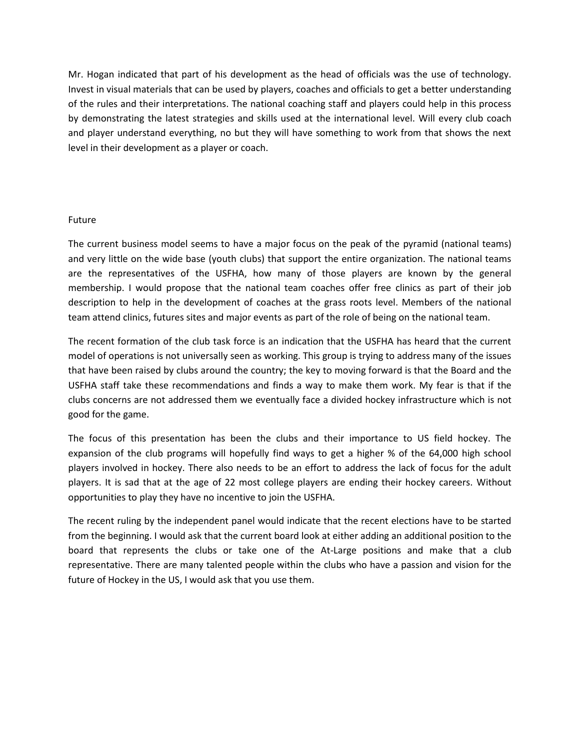Mr. Hogan indicated that part of his development as the head of officials was the use of technology. Invest in visual materials that can be used by players, coaches and officials to get a better understanding of the rules and their interpretations. The national coaching staff and players could help in this process by demonstrating the latest strategies and skills used at the international level. Will every club coach and player understand everything, no but they will have something to work from that shows the next level in their development as a player or coach.

## Future

The current business model seems to have a major focus on the peak of the pyramid (national teams) and very little on the wide base (youth clubs) that support the entire organization. The national teams are the representatives of the USFHA, how many of those players are known by the general membership. I would propose that the national team coaches offer free clinics as part of their job description to help in the development of coaches at the grass roots level. Members of the national team attend clinics, futures sites and major events as part of the role of being on the national team.

The recent formation of the club task force is an indication that the USFHA has heard that the current model of operations is not universally seen as working. This group is trying to address many of the issues that have been raised by clubs around the country; the key to moving forward is that the Board and the USFHA staff take these recommendations and finds a way to make them work. My fear is that if the clubs concerns are not addressed them we eventually face a divided hockey infrastructure which is not good for the game.

The focus of this presentation has been the clubs and their importance to US field hockey. The expansion of the club programs will hopefully find ways to get a higher % of the 64,000 high school players involved in hockey. There also needs to be an effort to address the lack of focus for the adult players. It is sad that at the age of 22 most college players are ending their hockey careers. Without opportunities to play they have no incentive to join the USFHA.

The recent ruling by the independent panel would indicate that the recent elections have to be started from the beginning. I would ask that the current board look at either adding an additional position to the board that represents the clubs or take one of the At-Large positions and make that a club representative. There are many talented people within the clubs who have a passion and vision for the future of Hockey in the US, I would ask that you use them.